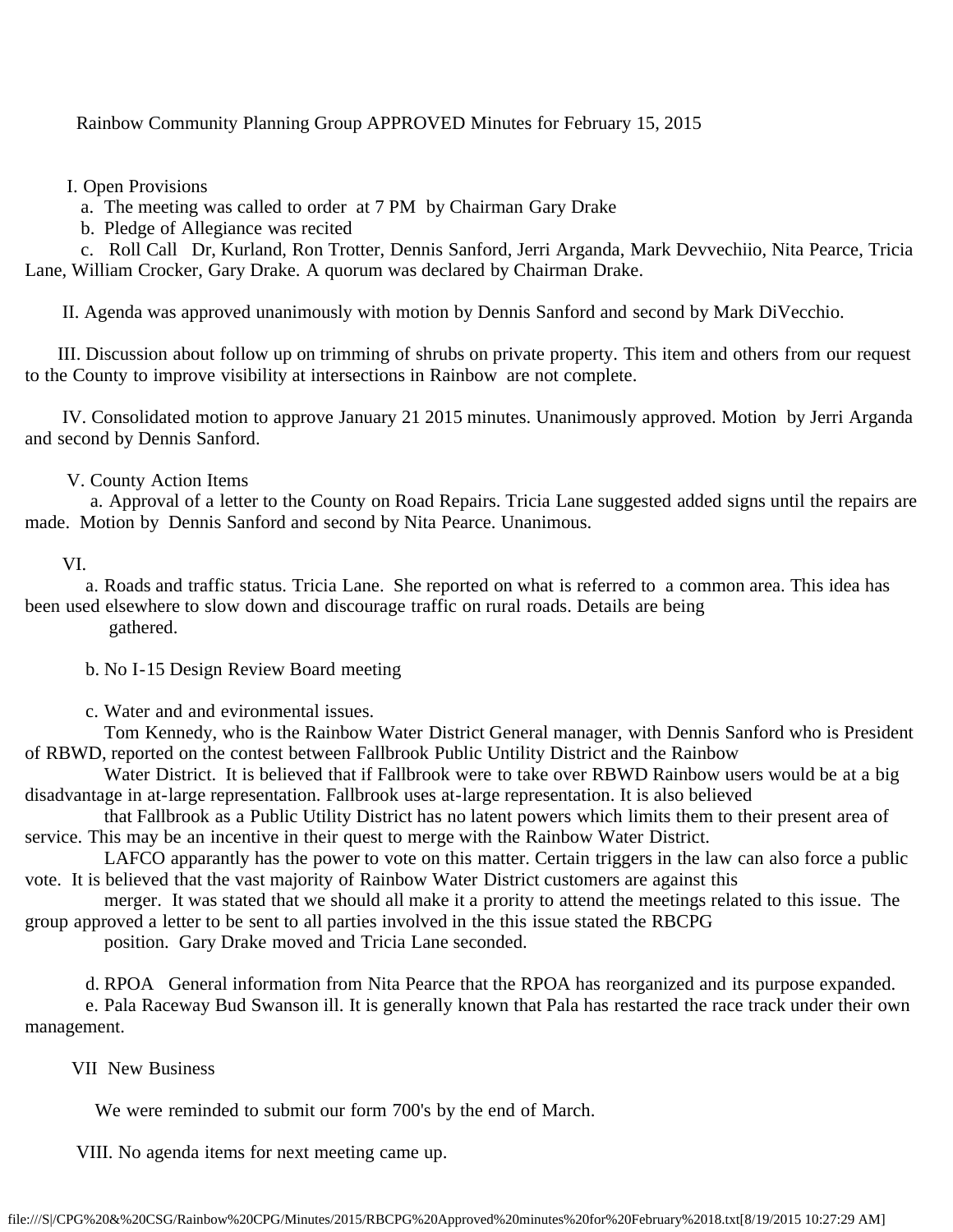Rainbow Community Planning Group APPROVED Minutes for February 15, 2015

I. Open Provisions

a. The meeting was called to order at 7 PM by Chairman Gary Drake

b. Pledge of Allegiance was recited

c. Roll Call Dr, Kurland, Ron Trotter, Dennis Sanford, Jerri Arganda, Mark Devvechiio, Nita Pearce, Tricia Lane, William Crocker, Gary Drake. A quorum was declared by Chairman Drake.

II. Agenda was approved unanimously with motion by Dennis Sanford and second by Mark DiVecchio.

III. Discussion about follow up on trimming of shrubs on private property. This item and others from our request to the County to improve visibility at intersections in Rainbow are not complete.

IV. Consolidated motion to approve January 21 2015 minutes. Unanimously approved. Motion by Jerri Arganda and second by Dennis Sanford.

V. County Action Items

a. Approval of a letter to the County on Road Repairs. Tricia Lane suggested added signs until the repairs are made. Motion by Dennis Sanford and second by Nita Pearce. Unanimous.

VI.

a. Roads and traffic status. Tricia Lane. She reported on what is referred to a common area. This idea has been used elsewhere to slow down and discourage traffic on rural roads. Details are being gathered.

b. No I-15 Design Review Board meeting

c. Water and and evironmental issues.

Tom Kennedy, who is the Rainbow Water District General manager, with Dennis Sanford who is President of RBWD, reported on the contest between Fallbrook Public Untility District and the Rainbow Water District. It is believed that if Fallbrook were to take over RBWD Rainbow users would be at a big disadvantage in at-large representation. Fallbrook uses at-large representation. It is also believed that Fallbrook as a Public Utility District has no latent powers which limits them to their present area of service. This may be an incentive in their quest to merge with the Rainbow Water District.

LAFCO apparantly has the power to vote on this matter. Certain triggers in the law can also force a public vote. It is believed that the vast majority of Rainbow Water District customers are against this merger. It was stated that we should all make it a prority to attend the meetings related to this issue. The group approved a letter to be sent to all parties involved in the this issue stated the RBCPG position. Gary Drake moved and Tricia Lane seconded.

d. RPOA General information from Nita Pearce that the RPOA has reorganized and its purpose expanded.

e. Pala Raceway Bud Swanson ill. It is generally known that Pala has restarted the race track under their own management.

VII New Business

We were reminded to submit our form 700's by the end of March.

VIII. No agenda items for next meeting came up.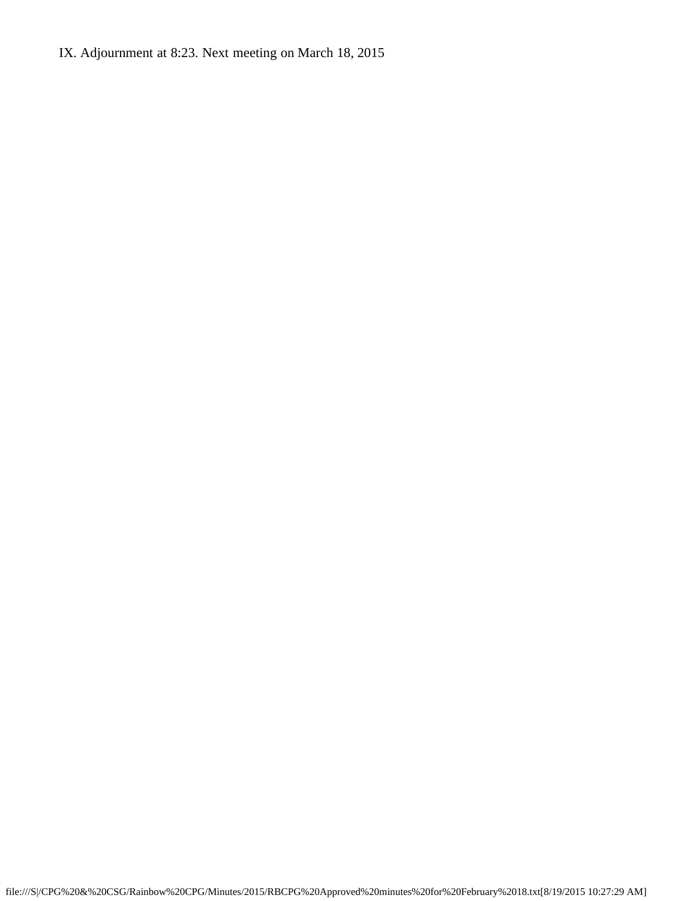IX. Adjournment at 8:23. Next meeting on March 18, 2015